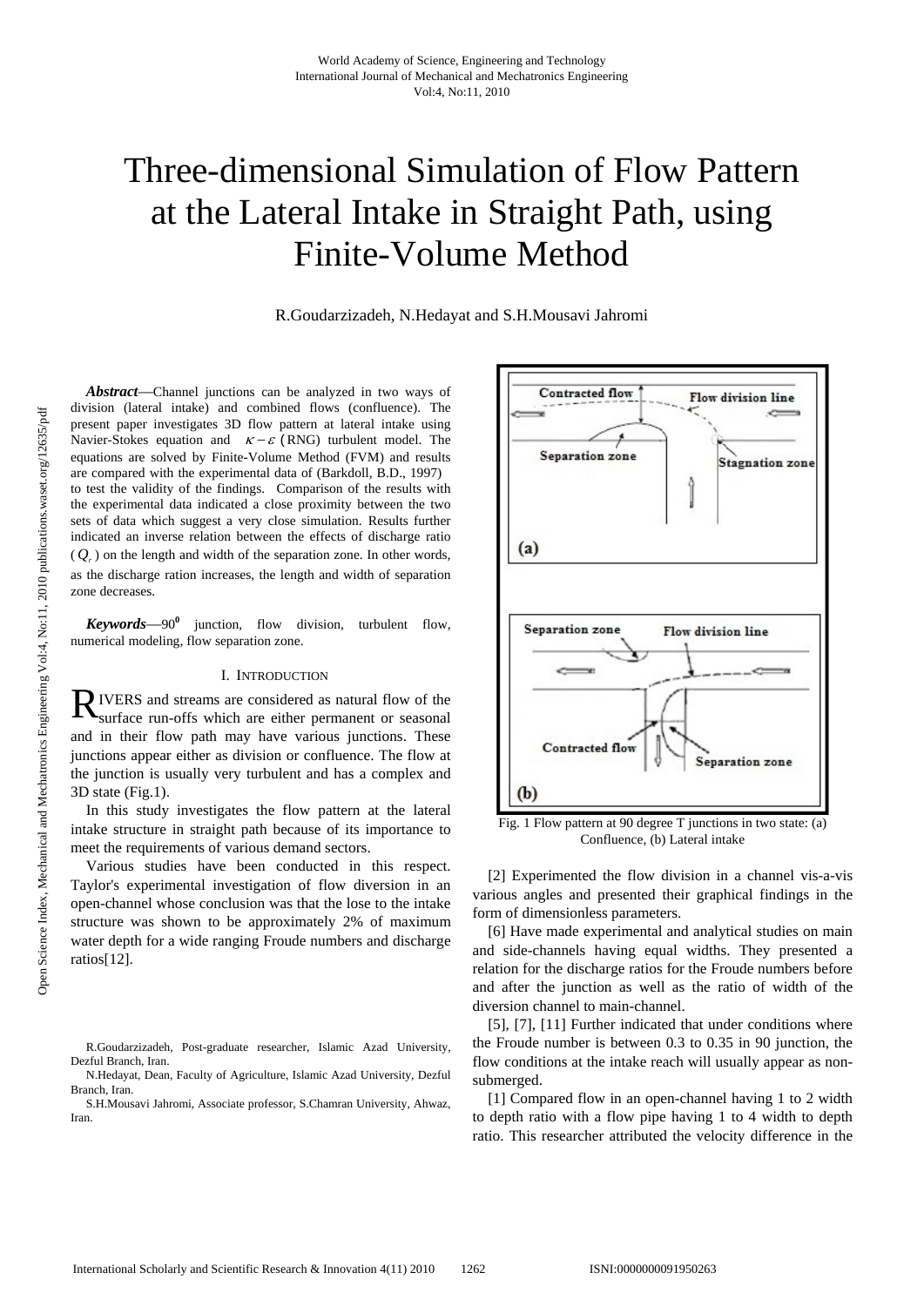# Three-dimensional Simulation of Flow Pattern at the Lateral Intake in Straight Path, using Finite-Volume Method

R.Goudarzizadeh, N.Hedayat and S.H.Mousavi Jahromi

***Abstract*****—**Channel junctions can be analyzed in two ways of division (lateral intake) and combined flows (confluence). The present paper investigates 3D flow pattern at lateral intake using Navier-Stokes equation and $\kappa-\varepsilon$ (RNG) turbulent model. The equations are solved by Finite-Volume Method (FVM) and results are compared with the experimental data of (Barkdoll, B.D., 1997) to test the validity of the findings. Comparison of the results with the experimental data indicated a close proximity between the two sets of data which suggest a very close simulation. Results further indicated an inverse relation between the effects of discharge ratio ($Q_r$) on the length and width of the separation zone. In other words, as the discharge ration increases, the length and width of separation zone decreases.

***Keywords*****—**$90^0$ junction, flow division, turbulent flow, numerical modeling, flow separation zone.

## I. Introduction

RIVERS and streams are considered as natural flow of the surface run-offs which are either permanent or seasonal and in their flow path may have various junctions. These junctions appear either as division or confluence. The flow at the junction is usually very turbulent and has a complex and 3D state (Fig.1).

In this study investigates the flow pattern at the lateral intake structure in straight path because of its importance to meet the requirements of various demand sectors.

Various studies have been conducted in this respect. Taylor's experimental investigation of flow diversion in an open-channel whose conclusion was that the lose to the intake structure was shown to be approximately 2% of maximum water depth for a wide ranging Froude numbers and discharge ratios[12].

R.Goudarzizadeh, Post-graduate researcher, Islamic Azad University, Dezful Branch, Iran.

N.Hedayat, Dean, Faculty of Agriculture, Islamic Azad University, Dezful Branch, Iran.

S.H.Mousavi Jahromi, Associate professor, S.Chamran University, Ahwaz, Iran.

Fig. 1 Flow pattern at 90 degree T junctions in two state: (a) Confluence, (b) Lateral intake

[2] Experimented the flow division in a channel vis-a-vis various angles and presented their graphical findings in the form of dimensionless parameters.

[6] Have made experimental and analytical studies on main and side-channels having equal widths. They presented a relation for the discharge ratios for the Froude numbers before and after the junction as well as the ratio of width of the diversion channel to main-channel.

[5], [7], [11] Further indicated that under conditions where the Froude number is between 0.3 to 0.35 in 90 junction, the flow conditions at the intake reach will usually appear as non-submerged.

[1] Compared flow in an open-channel having 1 to 2 width to depth ratio with a flow pipe having 1 to 4 width to depth ratio. This researcher attributed the velocity difference in the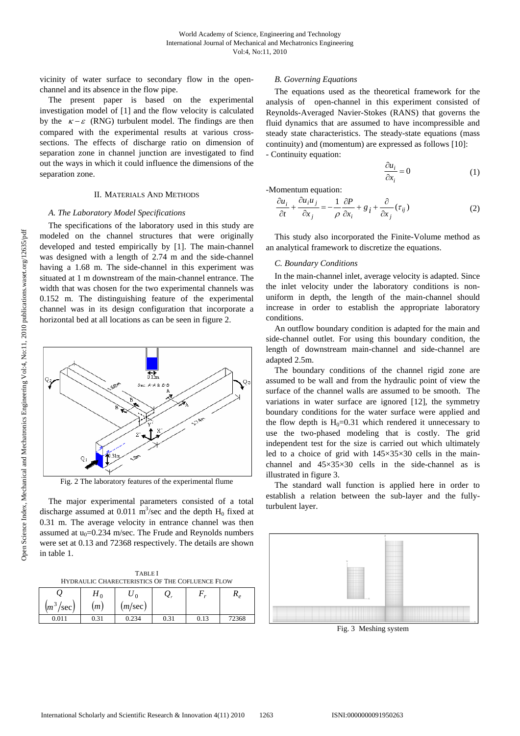vicinity of water surface to secondary flow in the open-channel and its absence in the flow pipe.

The present paper is based on the experimental investigation model of [1] and the flow velocity is calculated by the $\kappa-\varepsilon$ (RNG) turbulent model. The findings are then compared with the experimental results at various cross-sections. The effects of discharge ratio on dimension of separation zone in channel junction are investigated to find out the ways in which it could influence the dimensions of the separation zone.

## II. Materials And Methods

### A. The Laboratory Model Specifications

The specifications of the laboratory used in this study are modeled on the channel structures that were originally developed and tested empirically by [1]. The main-channel was designed with a length of 2.74 m and the side-channel having a 1.68 m. The side-channel in this experiment was situated at 1 m downstream of the main-channel entrance. The width that was chosen for the two experimental channels was 0.152 m. The distinguishing feature of the experimental channel was in its design configuration that incorporate a horizontal bed at all locations as can be seen in figure 2.

Fig. 2 The laboratory features of the experimental flume

The major experimental parameters consisted of a total discharge assumed at 0.011 $m^3$/sec and the depth $H_0$ fixed at 0.31 m. The average velocity in entrance channel was then assumed at $u_0$=0.234 m/sec. The Frude and Reynolds numbers were set at 0.13 and 72368 respectively. The details are shown in table 1.

TABLE I
HYDRAULIC CHARECTERISTICS OF THE COFLUENCE FLOW

| $Q$ $(m^3/\text{sec})$ | $H_0$ $(m)$ | $U_0$ $(m/\text{sec})$ | $Q_r$ | $F_r$ | $R_e$ |
|---|---|---|---|---|---|
| 0.011 | 0.31 | 0.234 | 0.31 | 0.13 | 72368 |

### B. Governing Equations

The equations used as the theoretical framework for the analysis of open-channel in this experiment consisted of Reynolds-Averaged Navier-Stokes (RANS) that governs the fluid dynamics that are assumed to have incompressible and steady state characteristics. The steady-state equations (mass continuity) and (momentum) are expressed as follows [10]:

- Continuity equation:

$$\frac{\partial u_i}{\partial x_i} = 0 \tag{1}$$

-Momentum equation:

$$\frac{\partial u_i}{\partial t} + \frac{\partial u_i u_j}{\partial x_j} = -\frac{1}{\rho}\frac{\partial P}{\partial x_i} + g_i + \frac{\partial}{\partial x_j}(\tau_{ij}) \tag{2}$$

This study also incorporated the Finite-Volume method as an analytical framework to discretize the equations.

### C. Boundary Conditions

In the main-channel inlet, average velocity is adapted. Since the inlet velocity under the laboratory conditions is non-uniform in depth, the length of the main-channel should increase in order to establish the appropriate laboratory conditions.

An outflow boundary condition is adapted for the main and side-channel outlet. For using this boundary condition, the length of downstream main-channel and side-channel are adapted 2.5m.

The boundary conditions of the channel rigid zone are assumed to be wall and from the hydraulic point of view the surface of the channel walls are assumed to be smooth. The variations in water surface are ignored [12], the symmetry boundary conditions for the water surface were applied and the flow depth is $H_0$=0.31 which rendered it unnecessary to use the two-phased modeling that is costly. The grid independent test for the size is carried out which ultimately led to a choice of grid with 145×35×30 cells in the main-channel and 45×35×30 cells in the side-channel as is illustrated in figure 3.

The standard wall function is applied here in order to establish a relation between the sub-layer and the fully-turbulent layer.

Fig. 3 Meshing system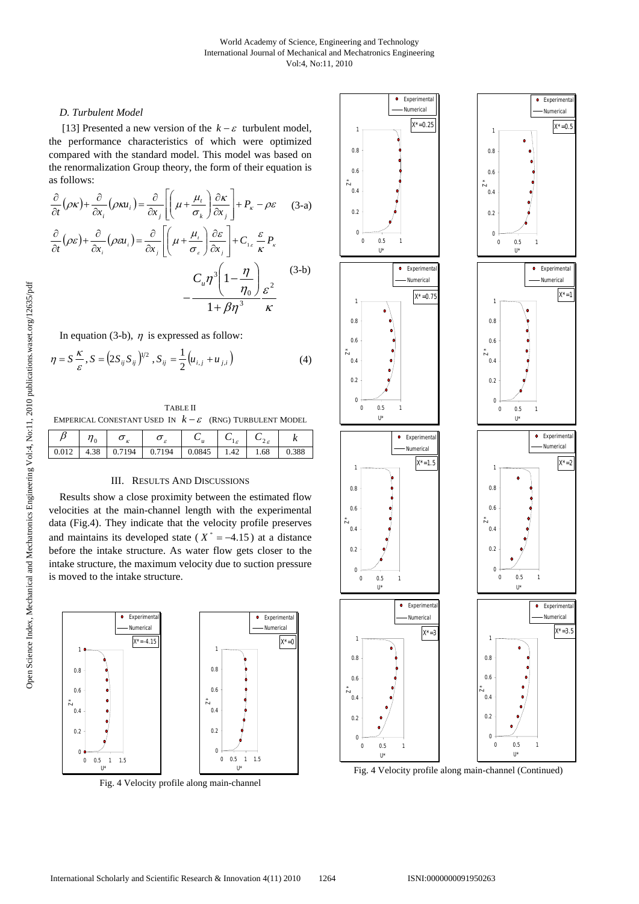### D. Turbulent Model

[13] Presented a new version of the $k-\varepsilon$ turbulent model, the performance characteristics of which were optimized compared with the standard model. This model was based on the renormalization Group theory, the form of their equation is as follows:

$$\frac{\partial}{\partial t}(\rho\kappa)+\frac{\partial}{\partial x_i}(\rho\kappa u_i)=\frac{\partial}{\partial x_j}\left[\left(\mu+\frac{\mu_t}{\sigma_\kappa}\right)\frac{\partial \kappa}{\partial x_j}\right]+P_\kappa-\rho\varepsilon \quad \text{(3-a)}$$

$$\frac{\partial}{\partial t}(\rho\varepsilon)+\frac{\partial}{\partial x_i}(\rho\varepsilon u_i)=\frac{\partial}{\partial x_j}\left[\left(\mu+\frac{\mu_t}{\sigma_\varepsilon}\right)\frac{\partial \varepsilon}{\partial x_j}\right]+C_{1\varepsilon}\frac{\varepsilon}{\kappa}P_\kappa - \frac{C_u\eta^3\left(1-\dfrac{\eta}{\eta_0}\right)}{1+\beta\eta^3}\frac{\varepsilon^2}{\kappa} \quad \text{(3-b)}$$

In equation (3-b), $\eta$ is expressed as follow:

$$\eta = S\frac{\kappa}{\varepsilon},\ S=\left(2S_{ij}S_{ij}\right)^{1/2},\ S_{ij}=\frac{1}{2}\left(u_{i,j}+u_{j,i}\right) \quad (4)$$

TABLE II
EMPERICAL CONESTANT USED IN $k-\varepsilon$ (RNG) TURBULENT MODEL

| $\beta$ | $\eta_0$ | $\sigma_\kappa$ | $\sigma_\varepsilon$ | $C_u$ | $C_{1\varepsilon}$ | $C_{2\varepsilon}$ | $k$ |
|---|---|---|---|---|---|---|---|
| 0.012 | 4.38 | 0.7194 | 0.7194 | 0.0845 | 1.42 | 1.68 | 0.388 |

## III. Results And Discussions

Results show a close proximity between the estimated flow velocities at the main-channel length with the experimental data (Fig.4). They indicate that the velocity profile preserves and maintains its developed state ($X^*=-4.15$) at a distance before the intake structure. As water flow gets closer to the intake structure, the maximum velocity due to suction pressure is moved to the intake structure.

Fig. 4 Velocity profile along main-channel

Fig. 4 Velocity profile along main-channel (Continued)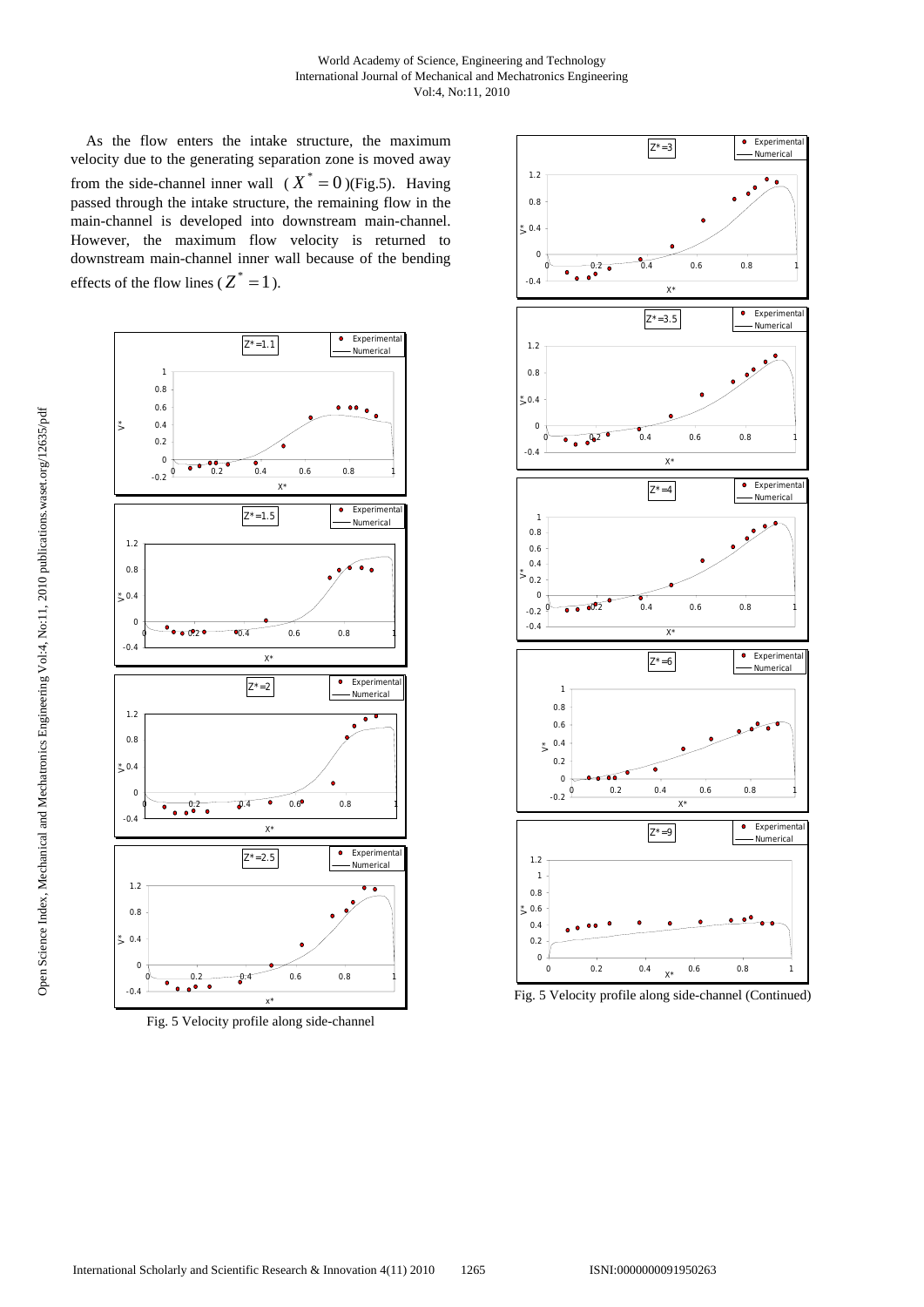As the flow enters the intake structure, the maximum velocity due to the generating separation zone is moved away from the side-channel inner wall ($X^* = 0$)(Fig.5). Having passed through the intake structure, the remaining flow in the main-channel is developed into downstream main-channel. However, the maximum flow velocity is returned to downstream main-channel inner wall because of the bending effects of the flow lines ($Z^* = 1$).

Fig. 5 Velocity profile along side-channel

Fig. 5 Velocity profile along side-channel (Continued)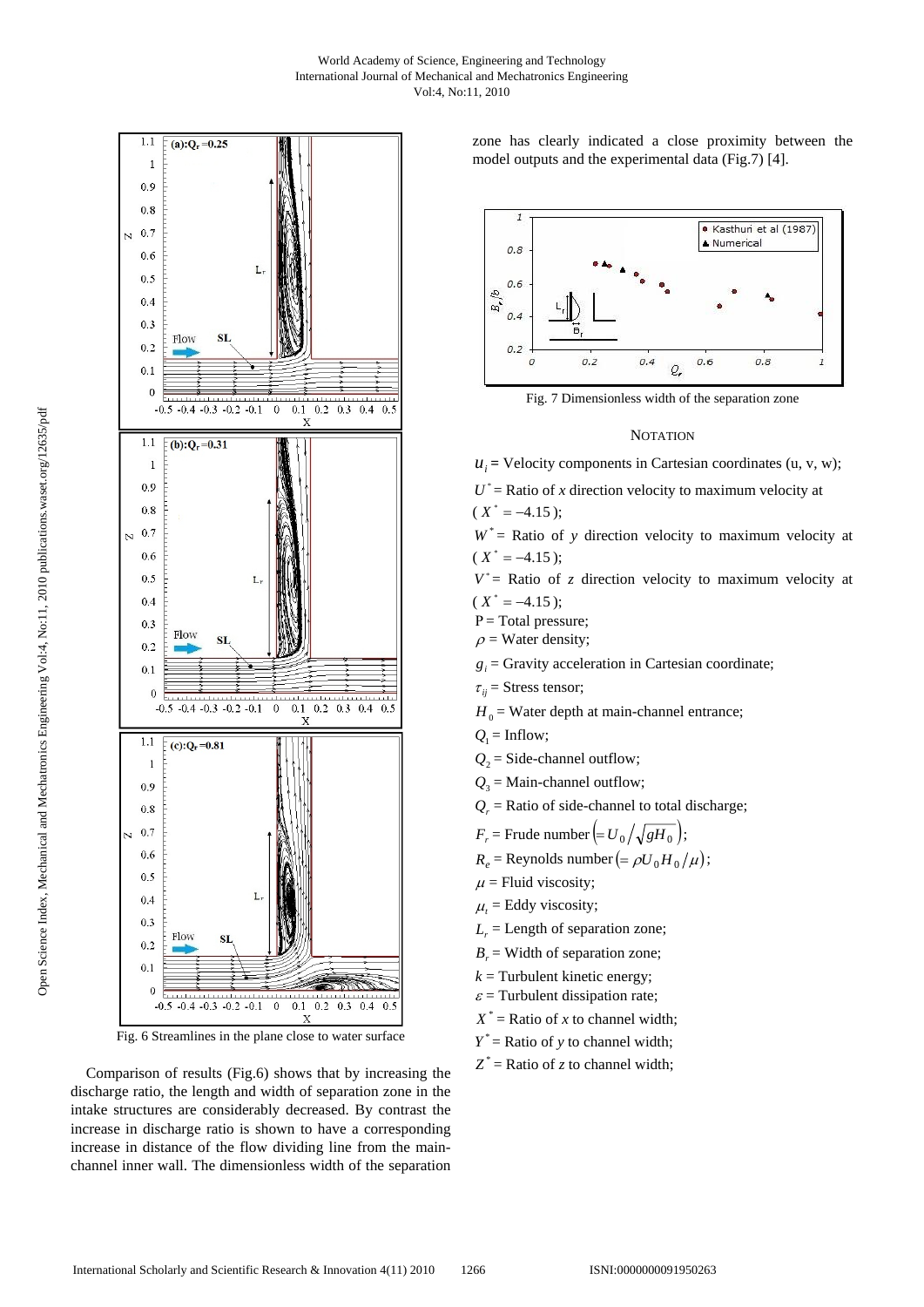Fig. 6 Streamlines in the plane close to water surface

Comparison of results (Fig.6) shows that by increasing the discharge ratio, the length and width of separation zone in the intake structures are considerably decreased. By contrast the increase in discharge ratio is shown to have a corresponding increase in distance of the flow dividing line from the main-channel inner wall. The dimensionless width of the separation zone has clearly indicated a close proximity between the model outputs and the experimental data (Fig.7) [4].

Fig. 7 Dimensionless width of the separation zone

## NOTATION

$u_i$ = Velocity components in Cartesian coordinates (u, v, w);

$U^*$ = Ratio of *x* direction velocity to maximum velocity at ($X^* = -4.15$);

$W^*$ = Ratio of *y* direction velocity to maximum velocity at ($X^* = -4.15$);

$V^*$ = Ratio of *z* direction velocity to maximum velocity at ($X^* = -4.15$);

P = Total pressure;

$\rho$ = Water density;

$g_i$ = Gravity acceleration in Cartesian coordinate;

$\tau_{ij}$ = Stress tensor;

$H_0$ = Water depth at main-channel entrance;

$Q_1$ = Inflow;

$Q_2$ = Side-channel outflow;

$Q_3$ = Main-channel outflow;

$Q_r$ = Ratio of side-channel to total discharge;

$F_r$ = Frude number $\left(= U_0 / \sqrt{gH_0}\right)$;

$R_e$ = Reynolds number $\left(= \rho U_0 H_0 / \mu\right)$;

$\mu$ = Fluid viscosity;

$\mu_t$ = Eddy viscosity;

$L_r$ = Length of separation zone;

$B_r$ = Width of separation zone;

$k$ = Turbulent kinetic energy;

$\varepsilon$ = Turbulent dissipation rate;

$X^*$ = Ratio of *x* to channel width;

$Y^*$ = Ratio of *y* to channel width;

$Z^*$ = Ratio of *z* to channel width;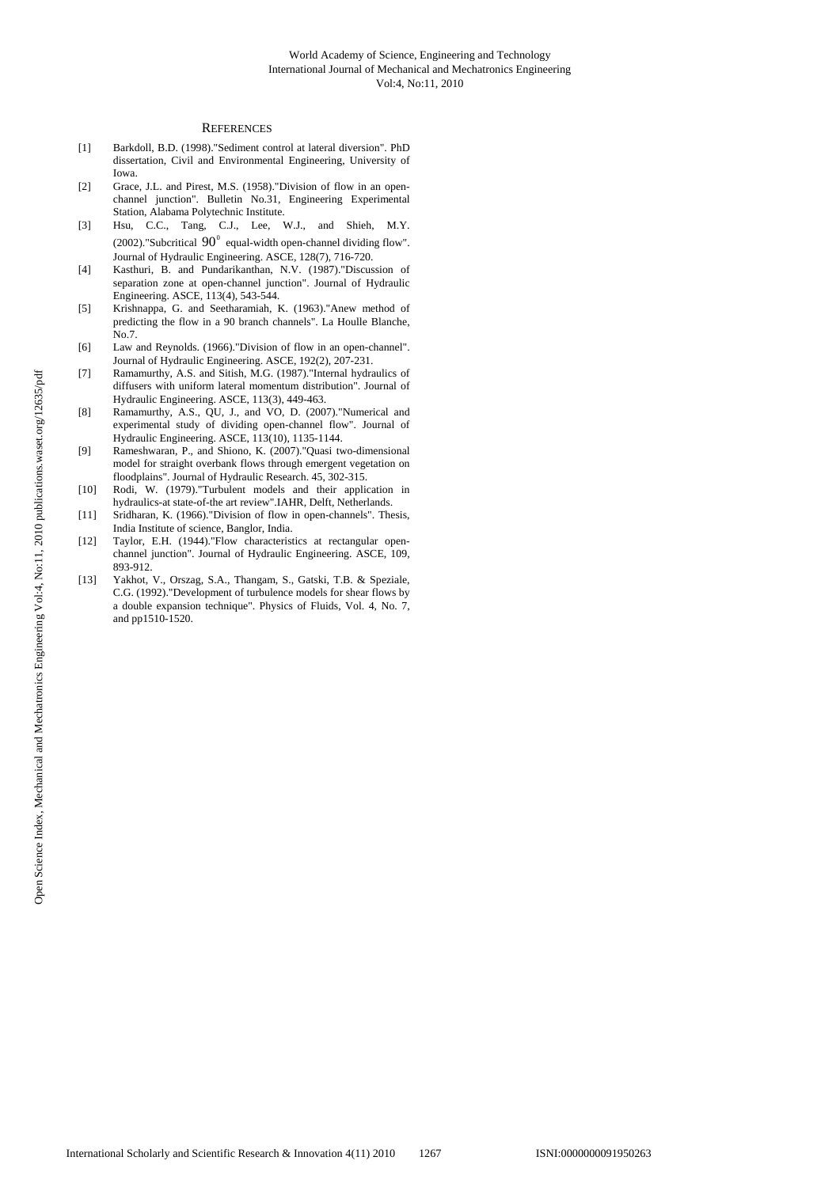## REFERENCES

[1] Barkdoll, B.D. (1998)."Sediment control at lateral diversion". PhD dissertation, Civil and Environmental Engineering, University of Iowa.

[2] Grace, J.L. and Pirest, M.S. (1958)."Division of flow in an open-channel junction". Bulletin No.31, Engineering Experimental Station, Alabama Polytechnic Institute.

[3] Hsu, C.C., Tang, C.J., Lee, W.J., and Shieh, M.Y. (2002)."Subcritical $90^0$ equal-width open-channel dividing flow". Journal of Hydraulic Engineering. ASCE, 128(7), 716-720.

[4] Kasthuri, B. and Pundarikanthan, N.V. (1987)."Discussion of separation zone at open-channel junction". Journal of Hydraulic Engineering. ASCE, 113(4), 543-544.

[5] Krishnappa, G. and Seetharamiah, K. (1963)."Anew method of predicting the flow in a 90 branch channels". La Houlle Blanche, No.7.

[6] Law and Reynolds. (1966)."Division of flow in an open-channel". Journal of Hydraulic Engineering. ASCE, 192(2), 207-231.

[7] Ramamurthy, A.S. and Sitish, M.G. (1987)."Internal hydraulics of diffusers with uniform lateral momentum distribution". Journal of Hydraulic Engineering. ASCE, 113(3), 449-463.

[8] Ramamurthy, A.S., QU, J., and VO, D. (2007)."Numerical and experimental study of dividing open-channel flow". Journal of Hydraulic Engineering. ASCE, 113(10), 1135-1144.

[9] Rameshwaran, P., and Shiono, K. (2007)."Quasi two-dimensional model for straight overbank flows through emergent vegetation on floodplains". Journal of Hydraulic Research. 45, 302-315.

[10] Rodi, W. (1979)."Turbulent models and their application in hydraulics-at state-of-the art review".IAHR, Delft, Netherlands.

[11] Sridharan, K. (1966)."Division of flow in open-channels". Thesis, India Institute of science, Banglor, India.

[12] Taylor, E.H. (1944)."Flow characteristics at rectangular open-channel junction". Journal of Hydraulic Engineering. ASCE, 109, 893-912.

[13] Yakhot, V., Orszag, S.A., Thangam, S., Gatski, T.B. & Speziale, C.G. (1992)."Development of turbulence models for shear flows by a double expansion technique". Physics of Fluids, Vol. 4, No. 7, and pp1510-1520.